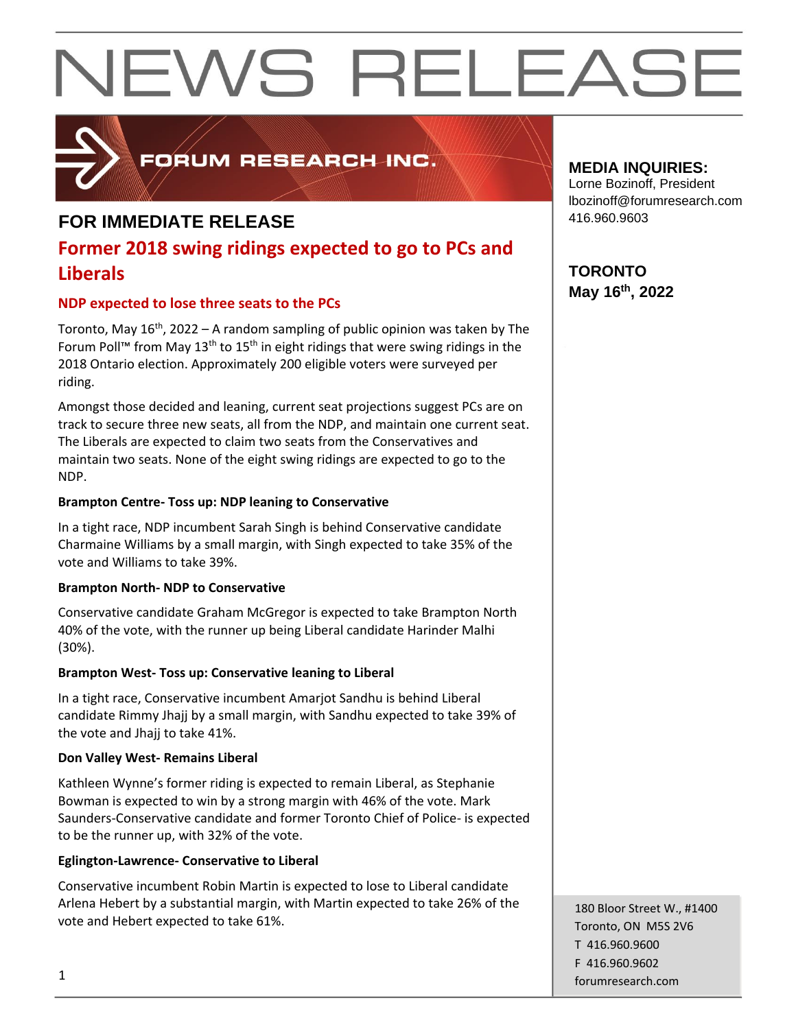# NEWS RELEASE

FORUM RESEARCH INC.

**MEDIA INQUIRIES:**
Lorne Bozinoff, President
lbozinoff@forumresearch.com
416.960.9603

**TORONTO**
**May 16th, 2022**

## FOR IMMEDIATE RELEASE

## Former 2018 swing ridings expected to go to PCs and Liberals

### NDP expected to lose three seats to the PCs

Toronto, May 16th, 2022 – A random sampling of public opinion was taken by The Forum Poll™ from May 13th to 15th in eight ridings that were swing ridings in the 2018 Ontario election. Approximately 200 eligible voters were surveyed per riding.

Amongst those decided and leaning, current seat projections suggest PCs are on track to secure three new seats, all from the NDP, and maintain one current seat. The Liberals are expected to claim two seats from the Conservatives and maintain two seats. None of the eight swing ridings are expected to go to the NDP.

**Brampton Centre- Toss up: NDP leaning to Conservative**

In a tight race, NDP incumbent Sarah Singh is behind Conservative candidate Charmaine Williams by a small margin, with Singh expected to take 35% of the vote and Williams to take 39%.

**Brampton North- NDP to Conservative**

Conservative candidate Graham McGregor is expected to take Brampton North 40% of the vote, with the runner up being Liberal candidate Harinder Malhi (30%).

**Brampton West- Toss up: Conservative leaning to Liberal**

In a tight race, Conservative incumbent Amarjot Sandhu is behind Liberal candidate Rimmy Jhajj by a small margin, with Sandhu expected to take 39% of the vote and Jhajj to take 41%.

**Don Valley West- Remains Liberal**

Kathleen Wynne's former riding is expected to remain Liberal, as Stephanie Bowman is expected to win by a strong margin with 46% of the vote. Mark Saunders-Conservative candidate and former Toronto Chief of Police- is expected to be the runner up, with 32% of the vote.

**Eglington-Lawrence- Conservative to Liberal**

Conservative incumbent Robin Martin is expected to lose to Liberal candidate Arlena Hebert by a substantial margin, with Martin expected to take 26% of the vote and Hebert expected to take 61%.

180 Bloor Street W., #1400
Toronto, ON M5S 2V6
T 416.960.9600
F 416.960.9602
forumresearch.com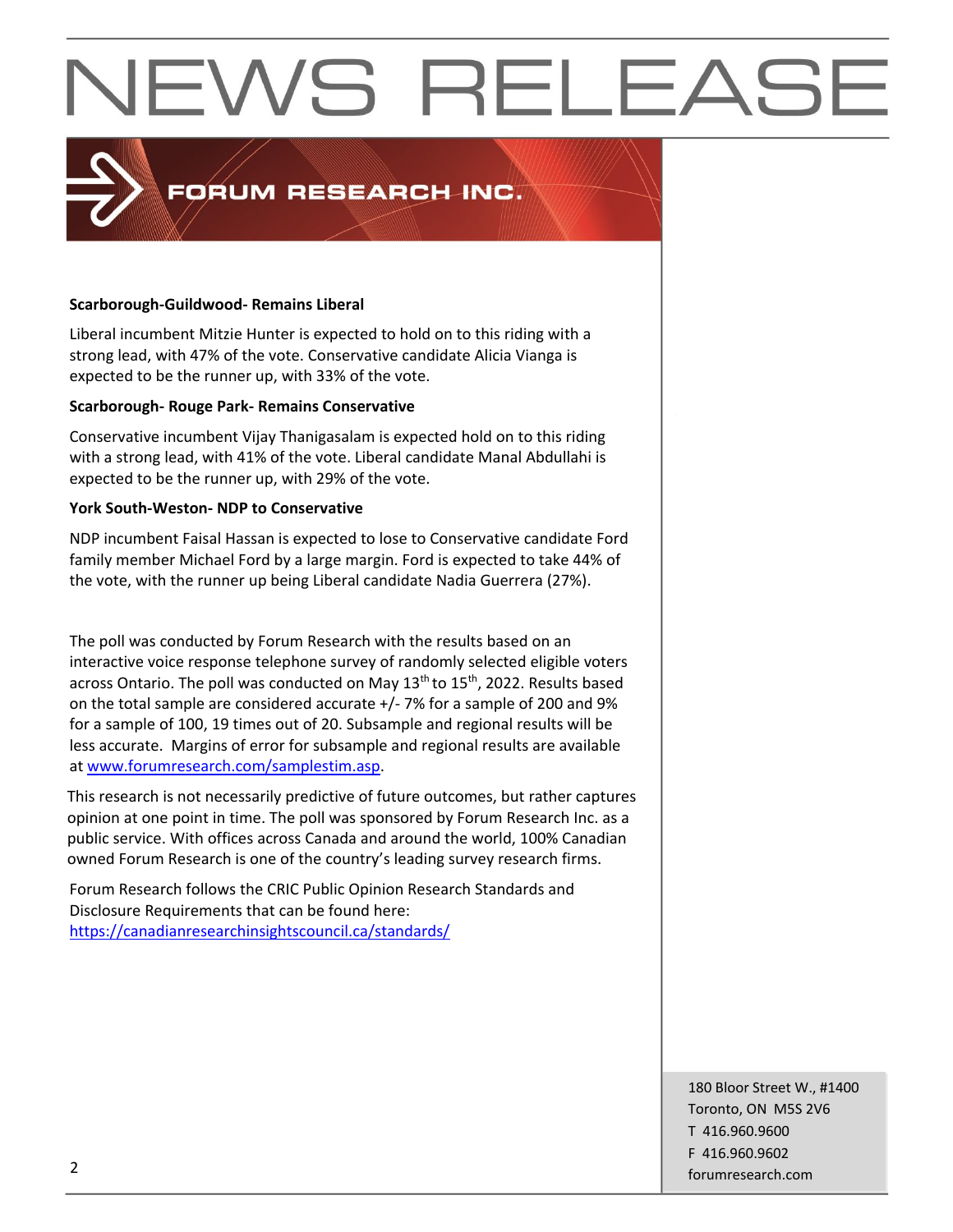**Scarborough-Guildwood- Remains Liberal**

Liberal incumbent Mitzie Hunter is expected to hold on to this riding with a strong lead, with 47% of the vote. Conservative candidate Alicia Vianga is expected to be the runner up, with 33% of the vote.

**Scarborough- Rouge Park- Remains Conservative**

Conservative incumbent Vijay Thanigasalam is expected hold on to this riding with a strong lead, with 41% of the vote. Liberal candidate Manal Abdullahi is expected to be the runner up, with 29% of the vote.

**York South-Weston- NDP to Conservative**

NDP incumbent Faisal Hassan is expected to lose to Conservative candidate Ford family member Michael Ford by a large margin. Ford is expected to take 44% of the vote, with the runner up being Liberal candidate Nadia Guerrera (27%).

The poll was conducted by Forum Research with the results based on an interactive voice response telephone survey of randomly selected eligible voters across Ontario. The poll was conducted on May 13th to 15th, 2022. Results based on the total sample are considered accurate +/- 7% for a sample of 200 and 9% for a sample of 100, 19 times out of 20. Subsample and regional results will be less accurate. Margins of error for subsample and regional results are available at www.forumresearch.com/samplestim.asp.

This research is not necessarily predictive of future outcomes, but rather captures opinion at one point in time. The poll was sponsored by Forum Research Inc. as a public service. With offices across Canada and around the world, 100% Canadian owned Forum Research is one of the country's leading survey research firms.

Forum Research follows the CRIC Public Opinion Research Standards and Disclosure Requirements that can be found here: https://canadianresearchinsightscouncil.ca/standards/

180 Bloor Street W., #1400
Toronto, ON M5S 2V6
T 416.960.9600
F 416.960.9602
forumresearch.com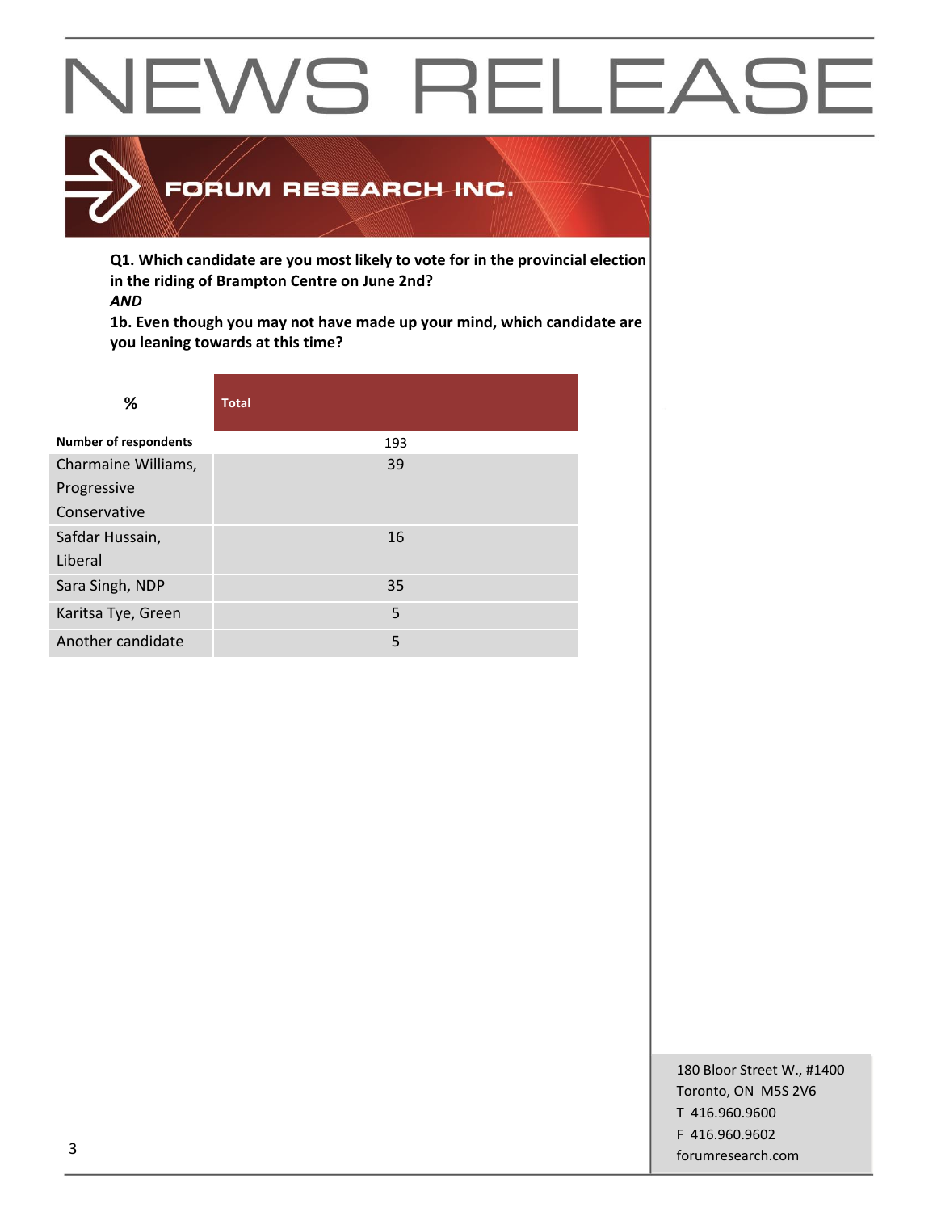**Q1. Which candidate are you most likely to vote for in the provincial election in the riding of Brampton Centre on June 2nd?**

***AND***

**1b. Even though you may not have made up your mind, which candidate are you leaning towards at this time?**

| % | Total |
|---|---|
| **Number of respondents** | 193 |
| Charmaine Williams, Progressive Conservative | 39 |
| Safdar Hussain, Liberal | 16 |
| Sara Singh, NDP | 35 |
| Karitsa Tye, Green | 5 |
| Another candidate | 5 |

180 Bloor Street W., #1400
Toronto, ON M5S 2V6
T 416.960.9600
F 416.960.9602
forumresearch.com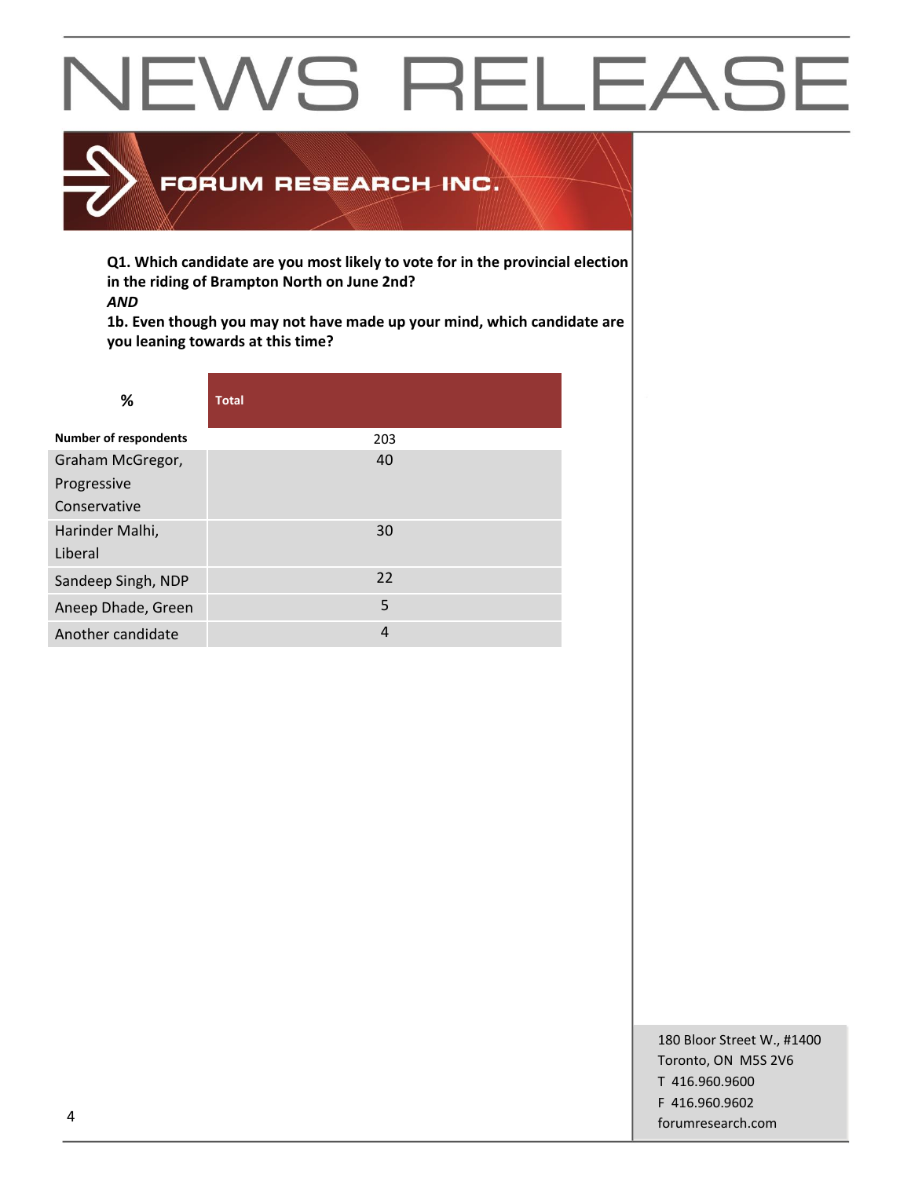# NEWS RELEASE

**FORUM RESEARCH INC.**

**Q1. Which candidate are you most likely to vote for in the provincial election in the riding of Brampton North on June 2nd?**
***AND***
**1b. Even though you may not have made up your mind, which candidate are you leaning towards at this time?**

| % | Total |
|---|---|
| **Number of respondents** | 203 |
| Graham McGregor, Progressive Conservative | 40 |
| Harinder Malhi, Liberal | 30 |
| Sandeep Singh, NDP | 22 |
| Aneep Dhade, Green | 5 |
| Another candidate | 4 |

180 Bloor Street W., #1400
Toronto, ON M5S 2V6
T 416.960.9600
F 416.960.9602
forumresearch.com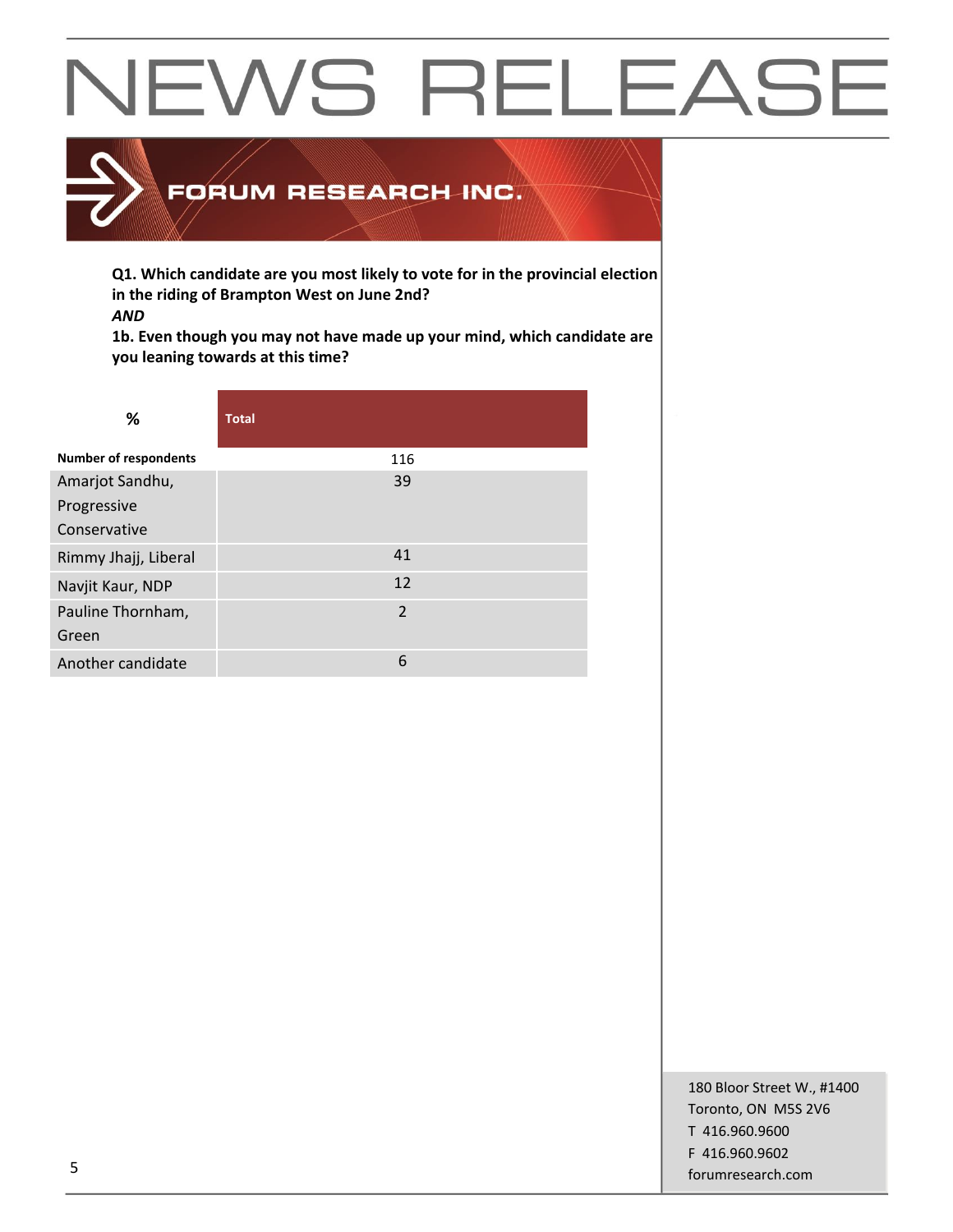# NEWS RELEASE

**FORUM RESEARCH INC.**

**Q1. Which candidate are you most likely to vote for in the provincial election in the riding of Brampton West on June 2nd?**
***AND***
**1b. Even though you may not have made up your mind, which candidate are you leaning towards at this time?**

| % | Total |
|---|---|
| **Number of respondents** | 116 |
| Amarjot Sandhu, Progressive Conservative | 39 |
| Rimmy Jhajj, Liberal | 41 |
| Navjit Kaur, NDP | 12 |
| Pauline Thornham, Green | 2 |
| Another candidate | 6 |

180 Bloor Street W., #1400
Toronto, ON M5S 2V6
T 416.960.9600
F 416.960.9602
forumresearch.com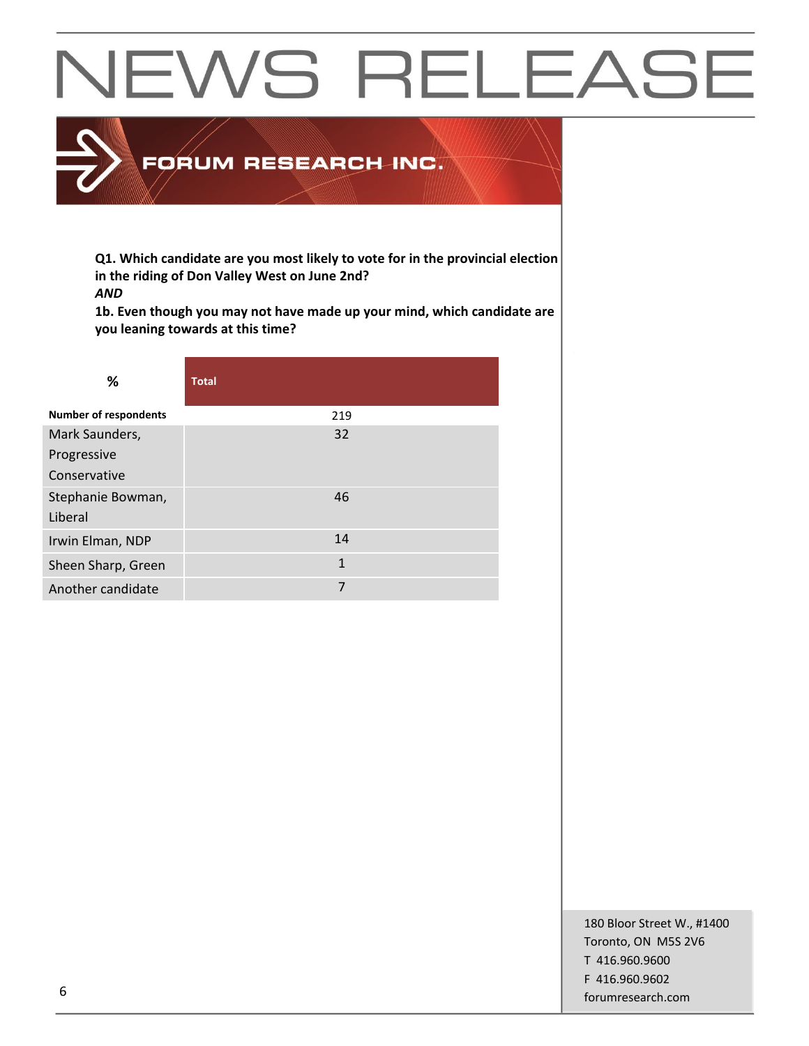# NEWS RELEASE

FORUM RESEARCH INC.

**Q1. Which candidate are you most likely to vote for in the provincial election in the riding of Don Valley West on June 2nd?**
***AND***
**1b. Even though you may not have made up your mind, which candidate are you leaning towards at this time?**

| % | Total |
|---|---|
| **Number of respondents** | 219 |
| Mark Saunders, Progressive Conservative | 32 |
| Stephanie Bowman, Liberal | 46 |
| Irwin Elman, NDP | 14 |
| Sheen Sharp, Green | 1 |
| Another candidate | 7 |

180 Bloor Street W., #1400
Toronto, ON M5S 2V6
T 416.960.9600
F 416.960.9602
forumresearch.com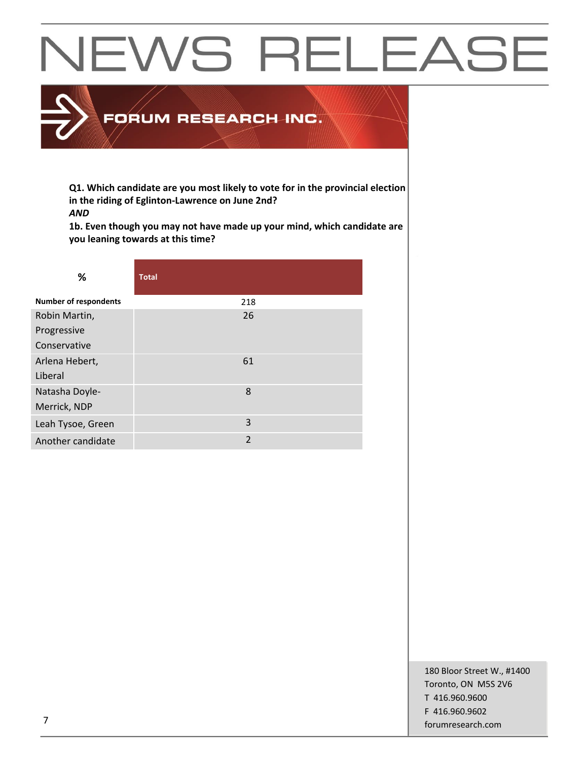# NEWS RELEASE

**FORUM RESEARCH INC.**

**Q1. Which candidate are you most likely to vote for in the provincial election in the riding of Eglinton-Lawrence on June 2nd?**
***AND***
**1b. Even though you may not have made up your mind, which candidate are you leaning towards at this time?**

| % | Total |
|---|---|
| **Number of respondents** | 218 |
| Robin Martin, Progressive Conservative | 26 |
| Arlena Hebert, Liberal | 61 |
| Natasha Doyle-Merrick, NDP | 8 |
| Leah Tysoe, Green | 3 |
| Another candidate | 2 |

180 Bloor Street W., #1400
Toronto, ON M5S 2V6
T 416.960.9600
F 416.960.9602
forumresearch.com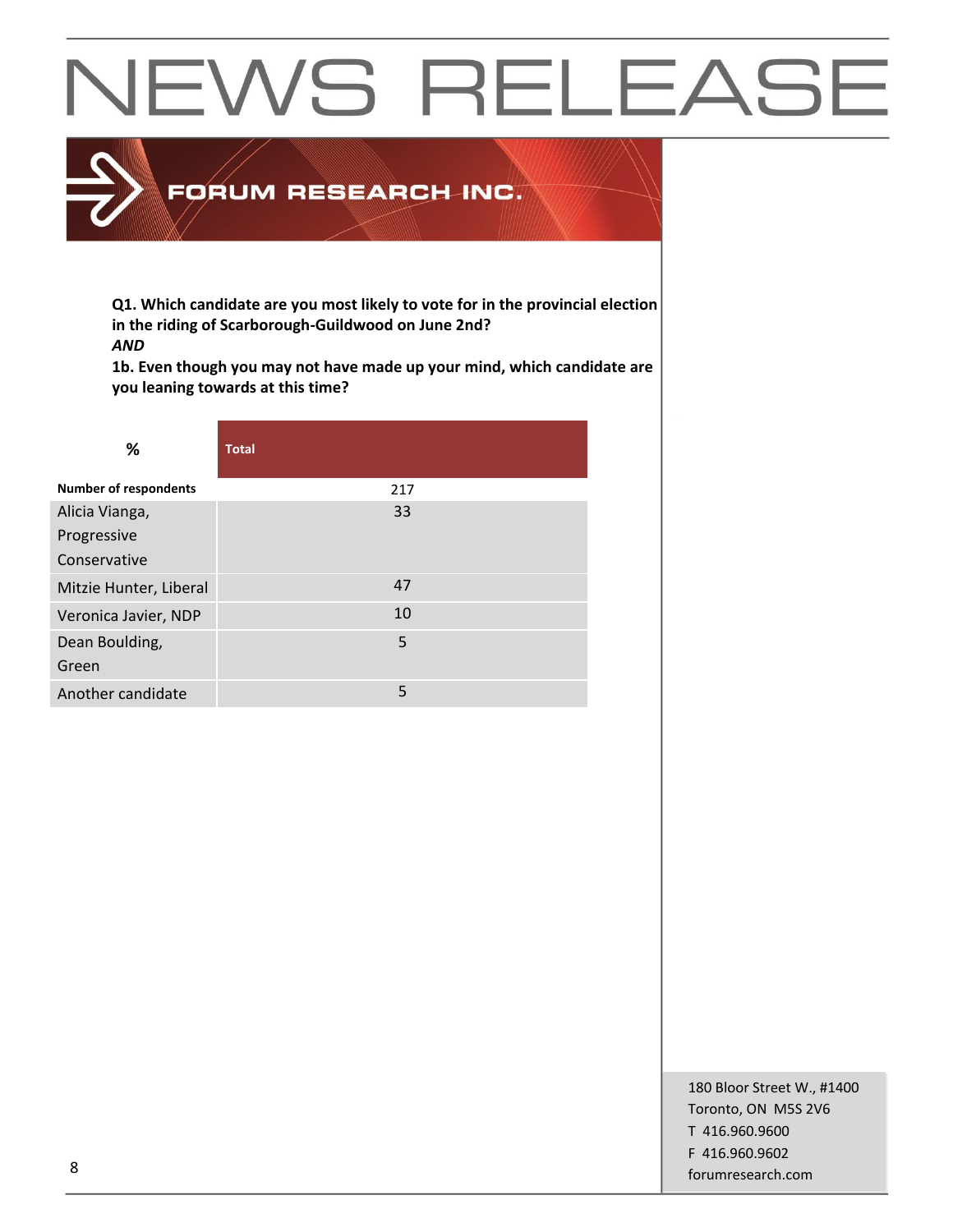# NEWS RELEASE

**FORUM RESEARCH INC.**

**Q1. Which candidate are you most likely to vote for in the provincial election in the riding of Scarborough-Guildwood on June 2nd?**
***AND***
**1b. Even though you may not have made up your mind, which candidate are you leaning towards at this time?**

| % | Total |
|---|---|
| **Number of respondents** | 217 |
| Alicia Vianga, Progressive Conservative | 33 |
| Mitzie Hunter, Liberal | 47 |
| Veronica Javier, NDP | 10 |
| Dean Boulding, Green | 5 |
| Another candidate | 5 |

180 Bloor Street W., #1400
Toronto, ON M5S 2V6
T 416.960.9600
F 416.960.9602
forumresearch.com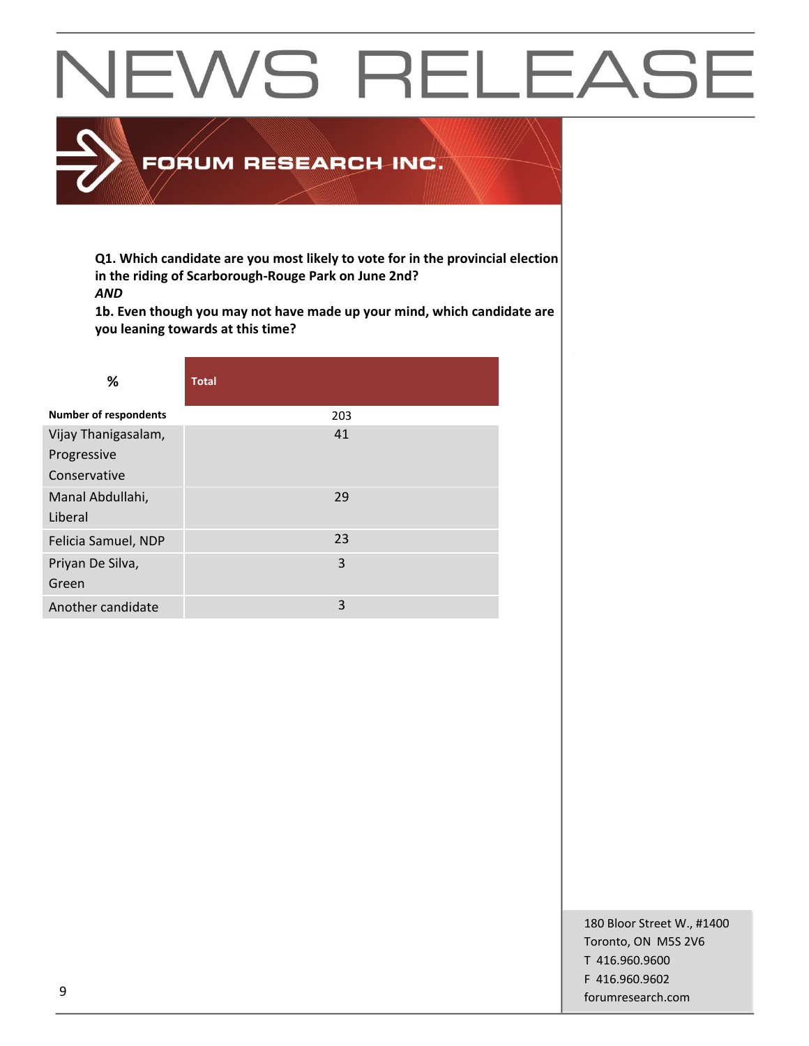# NEWS RELEASE

**FORUM RESEARCH INC.**

**Q1. Which candidate are you most likely to vote for in the provincial election in the riding of Scarborough-Rouge Park on June 2nd?**
***AND***
**1b. Even though you may not have made up your mind, which candidate are you leaning towards at this time?**

| % | Total |
|---|---|
| **Number of respondents** | 203 |
| Vijay Thanigasalam, Progressive Conservative | 41 |
| Manal Abdullahi, Liberal | 29 |
| Felicia Samuel, NDP | 23 |
| Priyan De Silva, Green | 3 |
| Another candidate | 3 |

180 Bloor Street W., #1400
Toronto, ON M5S 2V6
T 416.960.9600
F 416.960.9602
forumresearch.com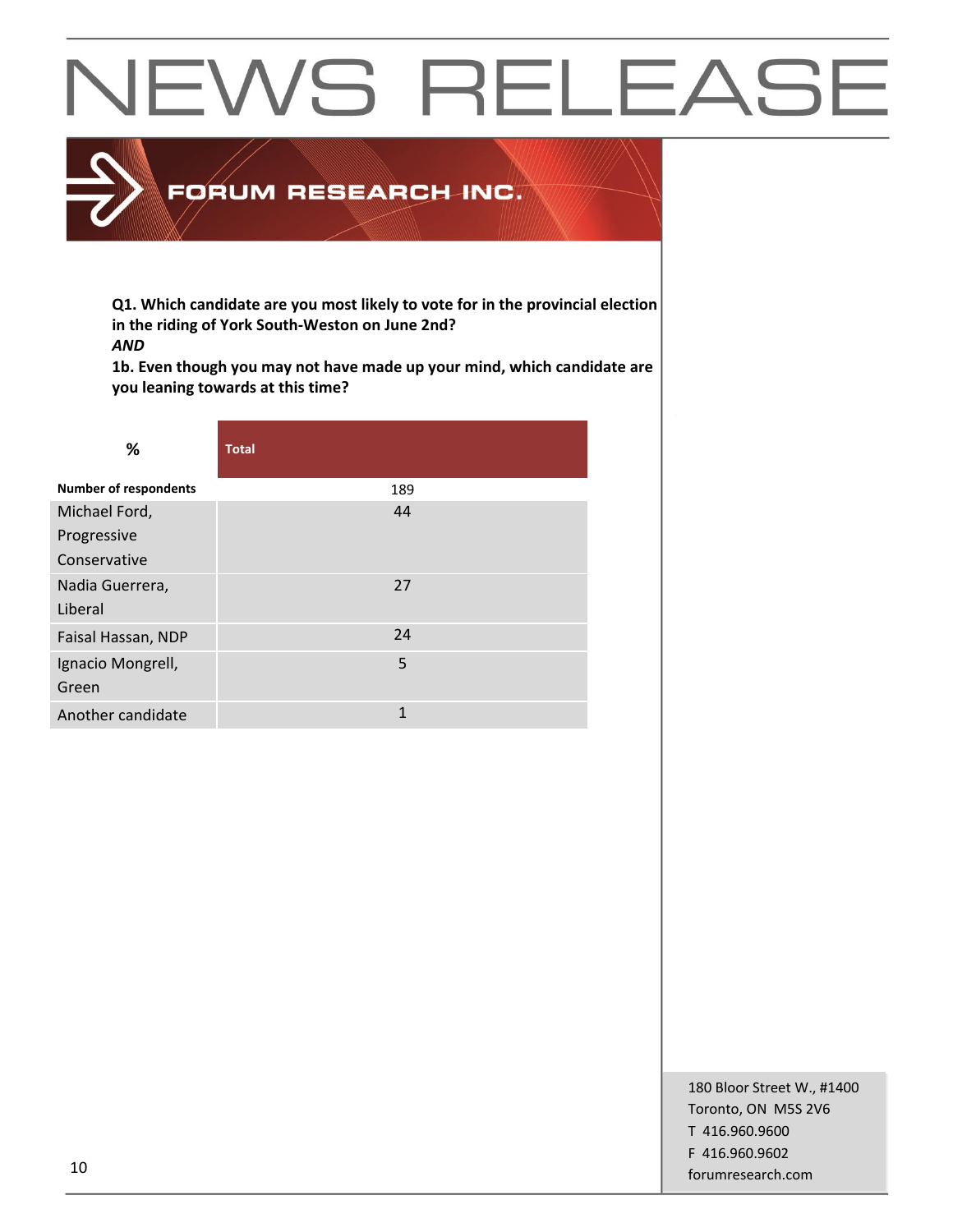# NEWS RELEASE

**FORUM RESEARCH INC.**

**Q1. Which candidate are you most likely to vote for in the provincial election in the riding of York South-Weston on June 2nd?**
***AND***
**1b. Even though you may not have made up your mind, which candidate are you leaning towards at this time?**

| % | Total |
|---|---|
| **Number of respondents** | 189 |
| Michael Ford, Progressive Conservative | 44 |
| Nadia Guerrera, Liberal | 27 |
| Faisal Hassan, NDP | 24 |
| Ignacio Mongrell, Green | 5 |
| Another candidate | 1 |

180 Bloor Street W., #1400
Toronto, ON M5S 2V6
T 416.960.9600
F 416.960.9602
forumresearch.com